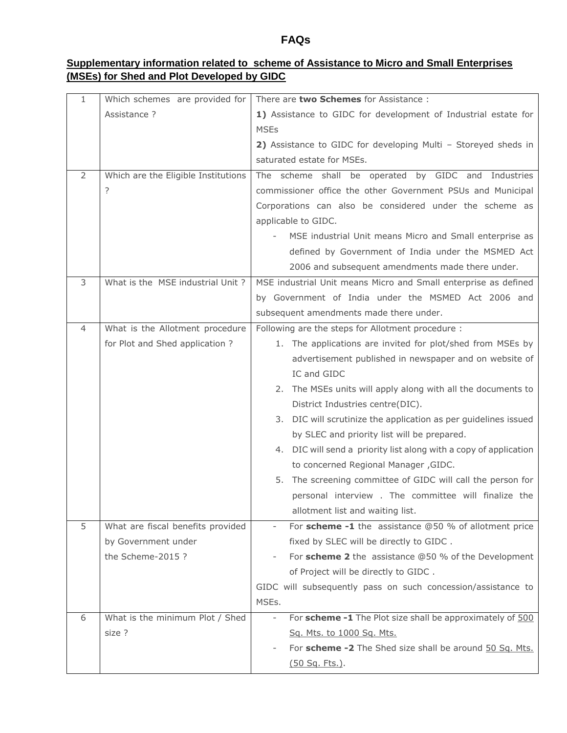# FAQs

## Supplementary information related to scheme of Assistance to Micro and Small Enterprises (MSEs) for Shed and Plot Developed by GIDC

| | | |
|---|---|---|
| 1 | Which schemes are provided for Assistance ? | There are **two Schemes** for Assistance :<br>**1)** Assistance to GIDC for development of Industrial estate for MSEs<br>**2)** Assistance to GIDC for developing Multi – Storeyed sheds in saturated estate for MSEs. |
| 2 | Which are the Eligible Institutions ? | The scheme shall be operated by GIDC and Industries commissioner office the other Government PSUs and Municipal Corporations can also be considered under the scheme as applicable to GIDC.<br>- MSE industrial Unit means Micro and Small enterprise as defined by Government of India under the MSMED Act 2006 and subsequent amendments made there under. |
| 3 | What is the MSE industrial Unit ? | MSE industrial Unit means Micro and Small enterprise as defined by Government of India under the MSMED Act 2006 and subsequent amendments made there under. |
| 4 | What is the Allotment procedure for Plot and Shed application ? | Following are the steps for Allotment procedure :<br>1. The applications are invited for plot/shed from MSEs by advertisement published in newspaper and on website of IC and GIDC<br>2. The MSEs units will apply along with all the documents to District Industries centre(DIC).<br>3. DIC will scrutinize the application as per guidelines issued by SLEC and priority list will be prepared.<br>4. DIC will send a priority list along with a copy of application to concerned Regional Manager ,GIDC.<br>5. The screening committee of GIDC will call the person for personal interview . The committee will finalize the allotment list and waiting list. |
| 5 | What are fiscal benefits provided by Government under the Scheme-2015 ? | - For **scheme -1** the assistance @50 % of allotment price fixed by SLEC will be directly to GIDC .<br>- For **scheme 2** the assistance @50 % of the Development of Project will be directly to GIDC .<br>GIDC will subsequently pass on such concession/assistance to MSEs. |
| 6 | What is the minimum Plot / Shed size ? | - For **scheme -1** The Plot size shall be approximately of <u>500 Sq. Mts. to 1000 Sq. Mts.</u><br>- For **scheme -2** The Shed size shall be around <u>50 Sq. Mts. (50 Sq. Fts.)</u>. |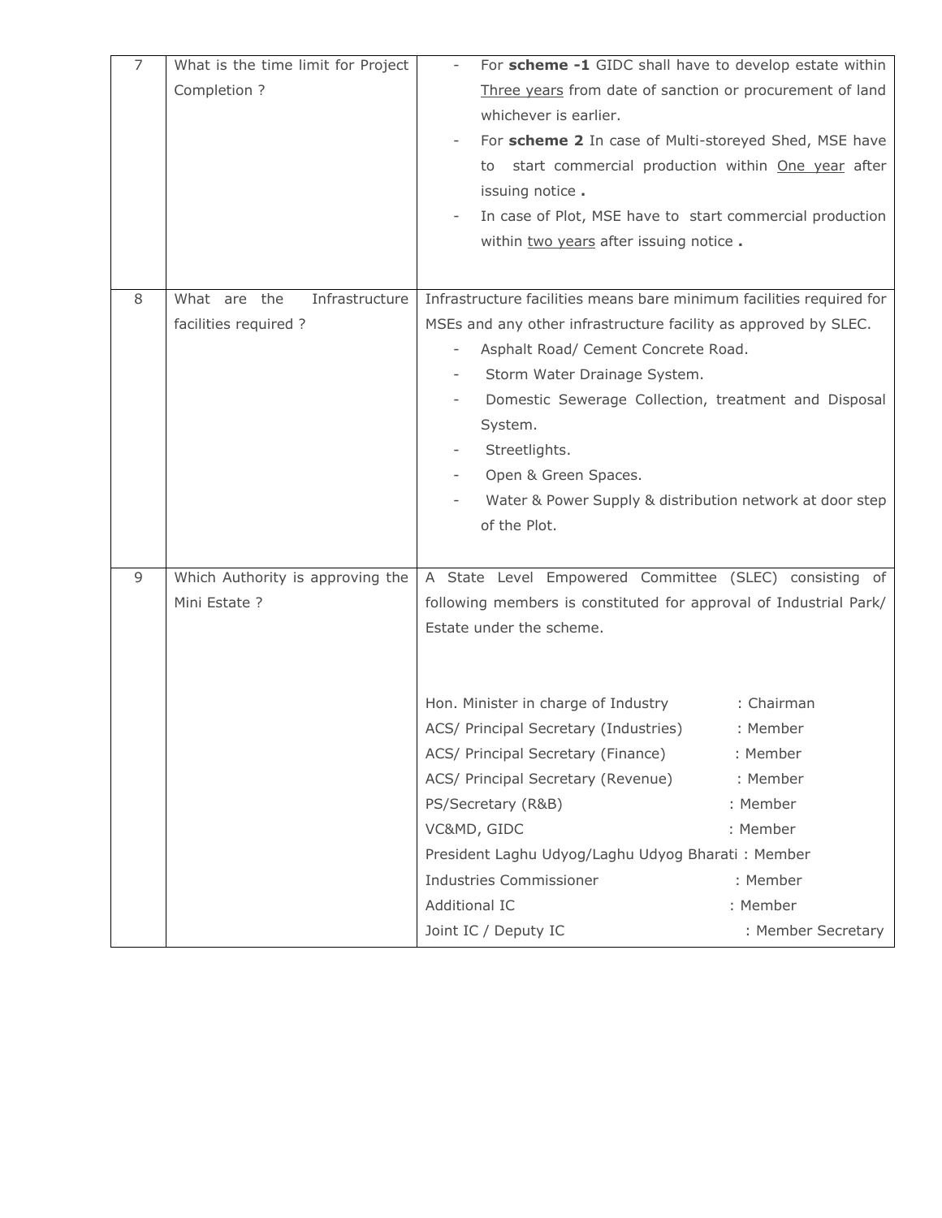| | | |
|---|---|---|
| 7 | What is the time limit for Project Completion ? | - For **scheme -1** GIDC shall have to develop estate within Three years from date of sanction or procurement of land whichever is earlier.<br>- For **scheme 2** In case of Multi-storeyed Shed, MSE have to start commercial production within One year after issuing notice **.**<br>- In case of Plot, MSE have to start commercial production within two years after issuing notice **.** |
| 8 | What are the Infrastructure facilities required ? | Infrastructure facilities means bare minimum facilities required for MSEs and any other infrastructure facility as approved by SLEC.<br>- Asphalt Road/ Cement Concrete Road.<br>- Storm Water Drainage System.<br>- Domestic Sewerage Collection, treatment and Disposal System.<br>- Streetlights.<br>- Open & Green Spaces.<br>- Water & Power Supply & distribution network at door step of the Plot. |
| 9 | Which Authority is approving the Mini Estate ? | A State Level Empowered Committee (SLEC) consisting of following members is constituted for approval of Industrial Park/ Estate under the scheme.<br><br>Hon. Minister in charge of Industry : Chairman<br>ACS/ Principal Secretary (Industries) : Member<br>ACS/ Principal Secretary (Finance) : Member<br>ACS/ Principal Secretary (Revenue) : Member<br>PS/Secretary (R&B) : Member<br>VC&MD, GIDC : Member<br>President Laghu Udyog/Laghu Udyog Bharati : Member<br>Industries Commissioner : Member<br>Additional IC : Member<br>Joint IC / Deputy IC : Member Secretary |